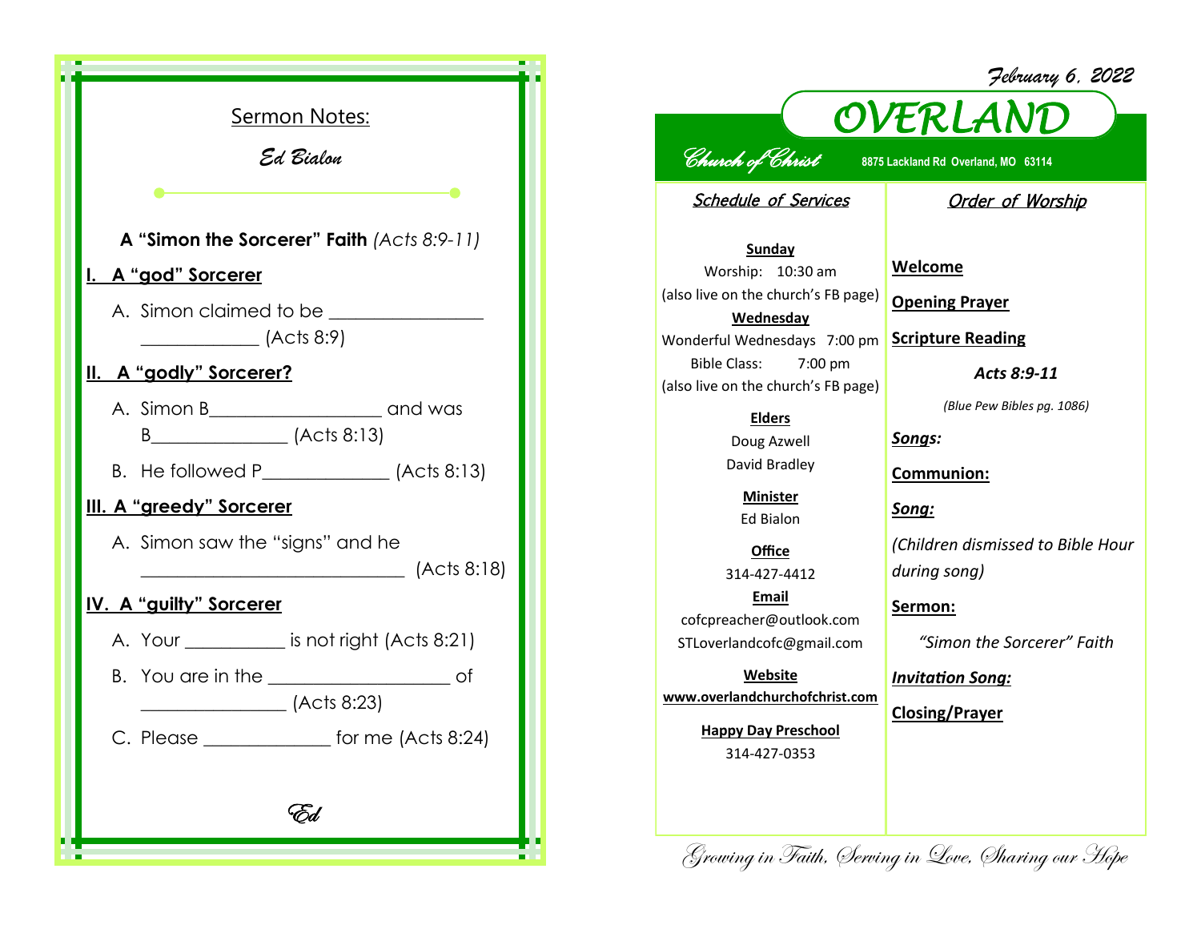## Sermon Notes:

*Ed Bialon*

**A "Simon the Sorcerer" Faith** *(Acts 8:9-11)*

**I. A "god" Sorcerer**

A. Simon claimed to be ________________ ____________ (Acts 8:9)

**II. A "godly" Sorcerer?**

A. Simon B__________________ and was B______________ (Acts 8:13)

B. He followed P_____________ (Acts 8:13)

**III. A "greedy" Sorcerer**

A. Simon saw the "signs" and he ____________________________ (Acts 8:18)

**IV. A "guilty" Sorcerer**

A. Your __________ is not right (Acts 8:21)

B. You are in the ___________________ of _______________ (Acts 8:23)

C. Please _____________ for me (Acts 8:24)

*Ed*

*February 6, 2022*

# OVERLAND

*Church of Christ* **8875 Lackland Rd Overland, MO 63114**

## Schedule of Services

**Sunday**
Worship: 10:30 am
(also live on the church's FB page)

**Wednesday**
Wonderful Wednesdays 7:00 pm
Bible Class: 7:00 pm
(also live on the church's FB page)

**Elders**
Doug Azwell
David Bradley

**Minister**
Ed Bialon

**Office**
314-427-4412

**Email**
cofcpreacher@outlook.com
STLoverlandcofc@gmail.com

**Website**
**www.overlandchurchofchrist.com**

**Happy Day Preschool**
314-427-0353

## Order of Worship

**Welcome**

**Opening Prayer**

**Scripture Reading**

***Acts 8:9-11***

*(Blue Pew Bibles pg. 1086)*

***Songs:***

**Communion:**

***Song:***

*(Children dismissed to Bible Hour during song)*

**Sermon:**

*"Simon the Sorcerer" Faith*

***Invitation Song:***

**Closing/Prayer**

*Growing in Faith, Serving in Love, Sharing our Hope*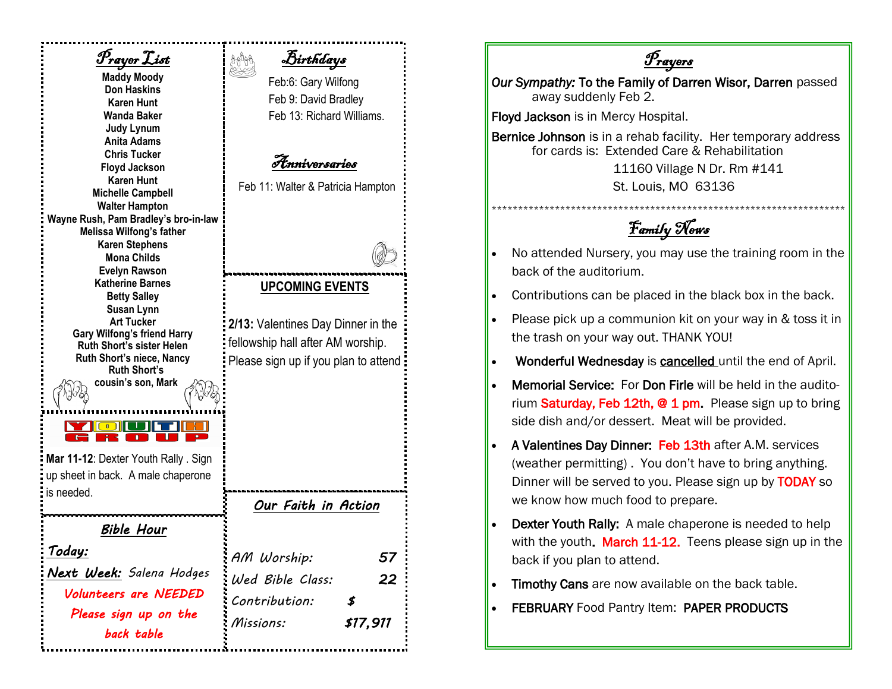## Prayer List

**Maddy Moody**
**Don Haskins**
**Karen Hunt**
**Wanda Baker**
**Judy Lynum**
**Anita Adams**
**Chris Tucker**
**Floyd Jackson**
**Karen Hunt**
**Michelle Campbell**
**Walter Hampton**
**Wayne Rush, Pam Bradley's bro-in-law**
**Melissa Wilfong's father**
**Karen Stephens**
**Mona Childs**
**Evelyn Rawson**
**Katherine Barnes**
**Betty Salley**
**Susan Lynn**
**Art Tucker**
**Gary Wilfong's friend Harry**
**Ruth Short's sister Helen**
**Ruth Short's niece, Nancy**
**Ruth Short's cousin's son, Mark**

## YOUTH GROUP

**Mar 11-12**: Dexter Youth Rally . Sign up sheet in back. A male chaperone is needed.

## Bible Hour

**Today:**

**Next Week:** Salena Hodges

*Volunteers are NEEDED Please sign up on the back table*

## Birthdays

Feb:6: Gary Wilfong
Feb 9: David Bradley
Feb 13: Richard Williams.

## Anniversaries

Feb 11: Walter & Patricia Hampton

## UPCOMING EVENTS

**2/13:** Valentines Day Dinner in the fellowship hall after AM worship. Please sign up if you plan to attend

## Our Faith in Action

| | |
|---|---|
| AM Worship: | 57 |
| Wed Bible Class: | 22 |
| Contribution: | $ |
| Missions: | $17,911 |

## Prayers

*Our Sympathy:* To the Family of Darren Wisor, Darren passed away suddenly Feb 2.

Floyd Jackson is in Mercy Hospital.

Bernice Johnson is in a rehab facility. Her temporary address for cards is: Extended Care & Rehabilitation
11160 Village N Dr. Rm #141
St. Louis, MO 63136

*********************************************************************

## Family News

- No attended Nursery, you may use the training room in the back of the auditorium.
- Contributions can be placed in the black box in the back.
- Please pick up a communion kit on your way in & toss it in the trash on your way out. THANK YOU!
- Wonderful Wednesday is cancelled until the end of April.
- Memorial Service: For Don Firle will be held in the auditorium Saturday, Feb 12th, @ 1 pm. Please sign up to bring side dish and/or dessert. Meat will be provided.
- A Valentines Day Dinner: Feb 13th after A.M. services (weather permitting) . You don't have to bring anything. Dinner will be served to you. Please sign up by TODAY so we know how much food to prepare.
- Dexter Youth Rally: A male chaperone is needed to help with the youth. March 11-12. Teens please sign up in the back if you plan to attend.
- Timothy Cans are now available on the back table.
- FEBRUARY Food Pantry Item: PAPER PRODUCTS